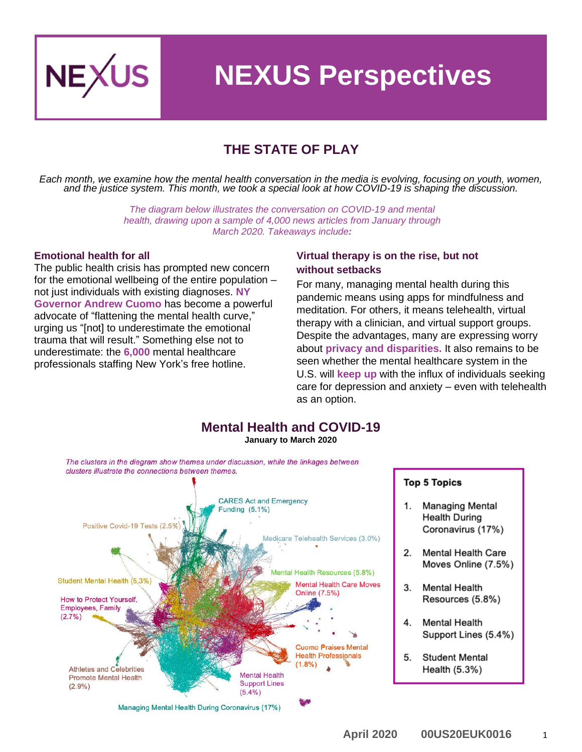# NEXUS Perspectives

## THE STATE OF PLAY

*Each month, we examine how the mental health conversation in the media is evolving, focusing on youth, women, and the justice system. This month, we took a special look at how COVID-19 is shaping the discussion.*

*The diagram below illustrates the conversation on COVID-19 and mental health, drawing upon a sample of 4,000 news articles from January through March 2020. Takeaways include:*

### Emotional health for all

The public health crisis has prompted new concern for the emotional wellbeing of the entire population – not just individuals with existing diagnoses. **NY Governor Andrew Cuomo** has become a powerful advocate of "flattening the mental health curve," urging us "[not] to underestimate the emotional trauma that will result." Something else not to underestimate: the **6,000** mental healthcare professionals staffing New York's free hotline.

### Virtual therapy is on the rise, but not without setbacks

For many, managing mental health during this pandemic means using apps for mindfulness and meditation. For others, it means telehealth, virtual therapy with a clinician, and virtual support groups. Despite the advantages, many are expressing worry about **privacy and disparities.** It also remains to be seen whether the mental healthcare system in the U.S. will **keep up** with the influx of individuals seeking care for depression and anxiety – even with telehealth as an option.

## Mental Health and COVID-19

**January to March 2020**

*The clusters in the diagram show themes under discussion, while the linkages between clusters illustrate the connections between themes.*

- CARES Act and Emergency Funding (5.1%)
- Positive Covid-19 Tests (2.5%)
- Medicare Telehealth Services (3.0%)
- Mental Health Resources (5.8%)
- Student Mental Health (5.3%)
- Mental Health Care Moves Online (7.5%)
- How to Protect Yourself, Employees, Family (2.7%)
- Cuomo Praises Mental Health Professionals (1.8%)
- Athletes and Celebrities Promote Mental Health (2.9%)
- Mental Health Support Lines (5.4%)
- Managing Mental Health During Coronavirus (17%)

**Top 5 Topics**

1. Managing Mental Health During Coronavirus (17%)
2. Mental Health Care Moves Online (7.5%)
3. Mental Health Resources (5.8%)
4. Mental Health Support Lines (5.4%)
5. Student Mental Health (5.3%)

April 2020 00US20EUK0016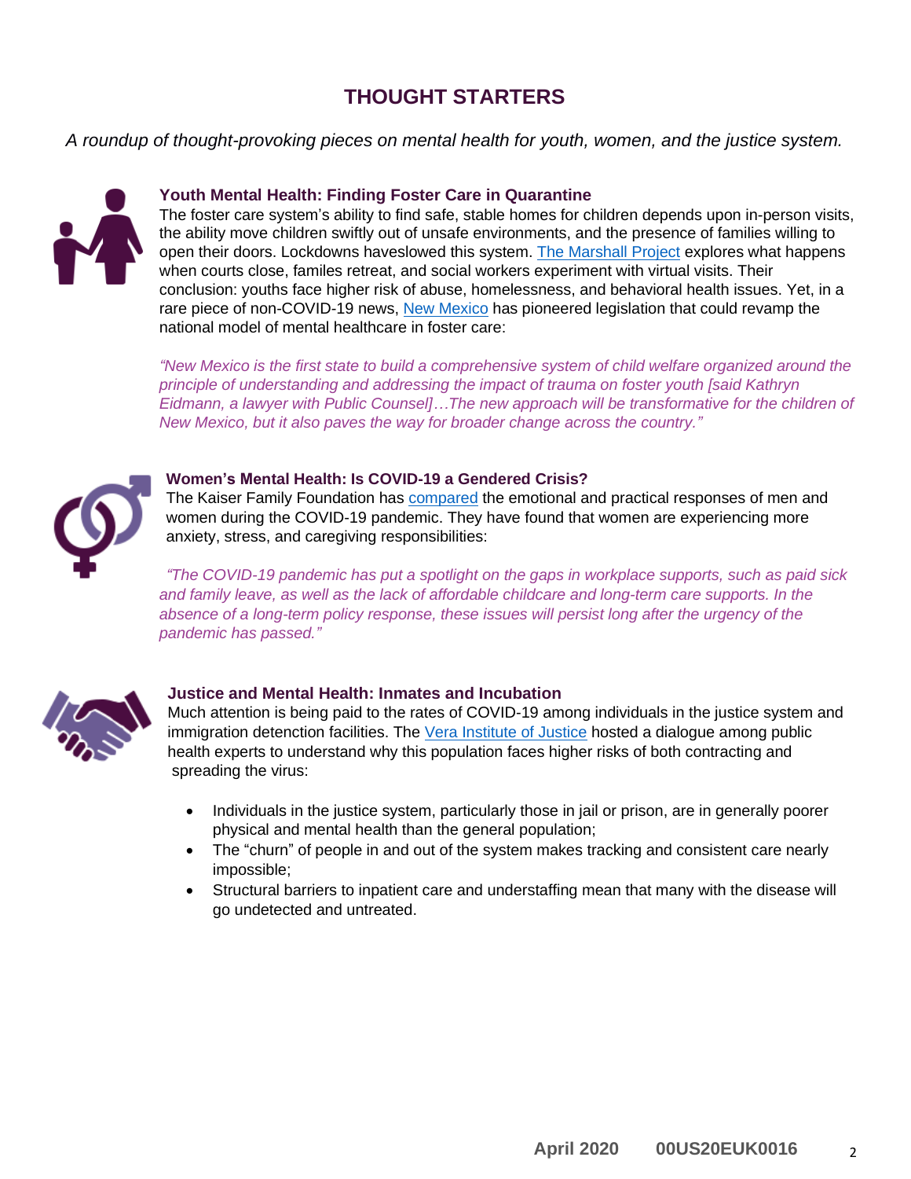# THOUGHT STARTERS

*A roundup of thought-provoking pieces on mental health for youth, women, and the justice system.*

### Youth Mental Health: Finding Foster Care in Quarantine

The foster care system's ability to find safe, stable homes for children depends upon in-person visits, the ability move children swiftly out of unsafe environments, and the presence of families willing to open their doors. Lockdowns haveslowed this system. The Marshall Project explores what happens when courts close, familes retreat, and social workers experiment with virtual visits. Their conclusion: youths face higher risk of abuse, homelessness, and behavioral health issues. Yet, in a rare piece of non-COVID-19 news, New Mexico has pioneered legislation that could revamp the national model of mental healthcare in foster care:

*"New Mexico is the first state to build a comprehensive system of child welfare organized around the principle of understanding and addressing the impact of trauma on foster youth [said Kathryn Eidmann, a lawyer with Public Counsel]…The new approach will be transformative for the children of New Mexico, but it also paves the way for broader change across the country."*

### Women's Mental Health: Is COVID-19 a Gendered Crisis?

The Kaiser Family Foundation has compared the emotional and practical responses of men and women during the COVID-19 pandemic. They have found that women are experiencing more anxiety, stress, and caregiving responsibilities:

*"The COVID-19 pandemic has put a spotlight on the gaps in workplace supports, such as paid sick and family leave, as well as the lack of affordable childcare and long-term care supports. In the absence of a long-term policy response, these issues will persist long after the urgency of the pandemic has passed."*

### Justice and Mental Health: Inmates and Incubation

Much attention is being paid to the rates of COVID-19 among individuals in the justice system and immigration detection facilities. The Vera Institute of Justice hosted a dialogue among public health experts to understand why this population faces higher risks of both contracting and spreading the virus:

- Individuals in the justice system, particularly those in jail or prison, are in generally poorer physical and mental health than the general population;
- The "churn" of people in and out of the system makes tracking and consistent care nearly impossible;
- Structural barriers to inpatient care and understaffing mean that many with the disease will go undetected and untreated.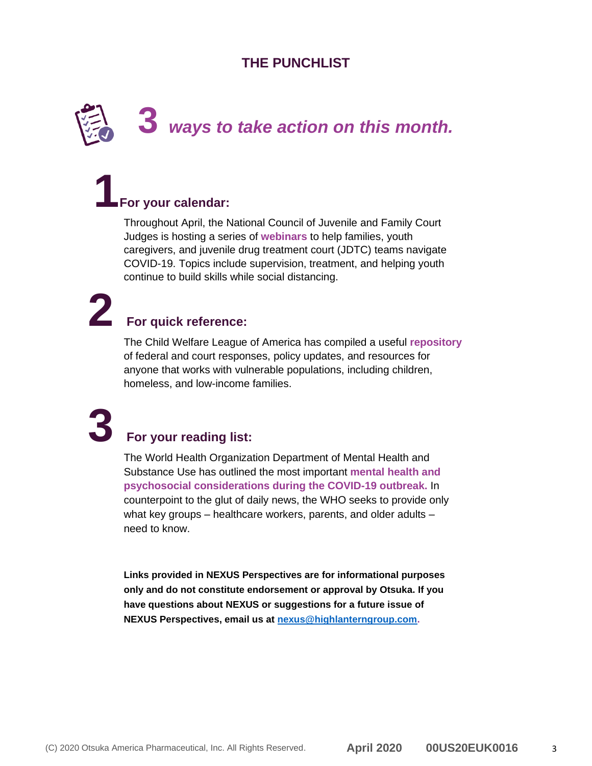## THE PUNCHLIST

# 3 *ways to take action on this month.*

### 1 For your calendar:

Throughout April, the National Council of Juvenile and Family Court Judges is hosting a series of **webinars** to help families, youth caregivers, and juvenile drug treatment court (JDTC) teams navigate COVID-19. Topics include supervision, treatment, and helping youth continue to build skills while social distancing.

### 2 For quick reference:

The Child Welfare League of America has compiled a useful **repository** of federal and court responses, policy updates, and resources for anyone that works with vulnerable populations, including children, homeless, and low-income families.

### 3 For your reading list:

The World Health Organization Department of Mental Health and Substance Use has outlined the most important **mental health and psychosocial considerations during the COVID-19 outbreak.** In counterpoint to the glut of daily news, the WHO seeks to provide only what key groups – healthcare workers, parents, and older adults – need to know.

**Links provided in NEXUS Perspectives are for informational purposes only and do not constitute endorsement or approval by Otsuka. If you have questions about NEXUS or suggestions for a future issue of NEXUS Perspectives, email us at [nexus@highlanterngroup.com](mailto:nexus@highlanterngroup.com).**

(C) 2020 Otsuka America Pharmaceutical, Inc. All Rights Reserved. **April 2020** **00US20EUK0016**